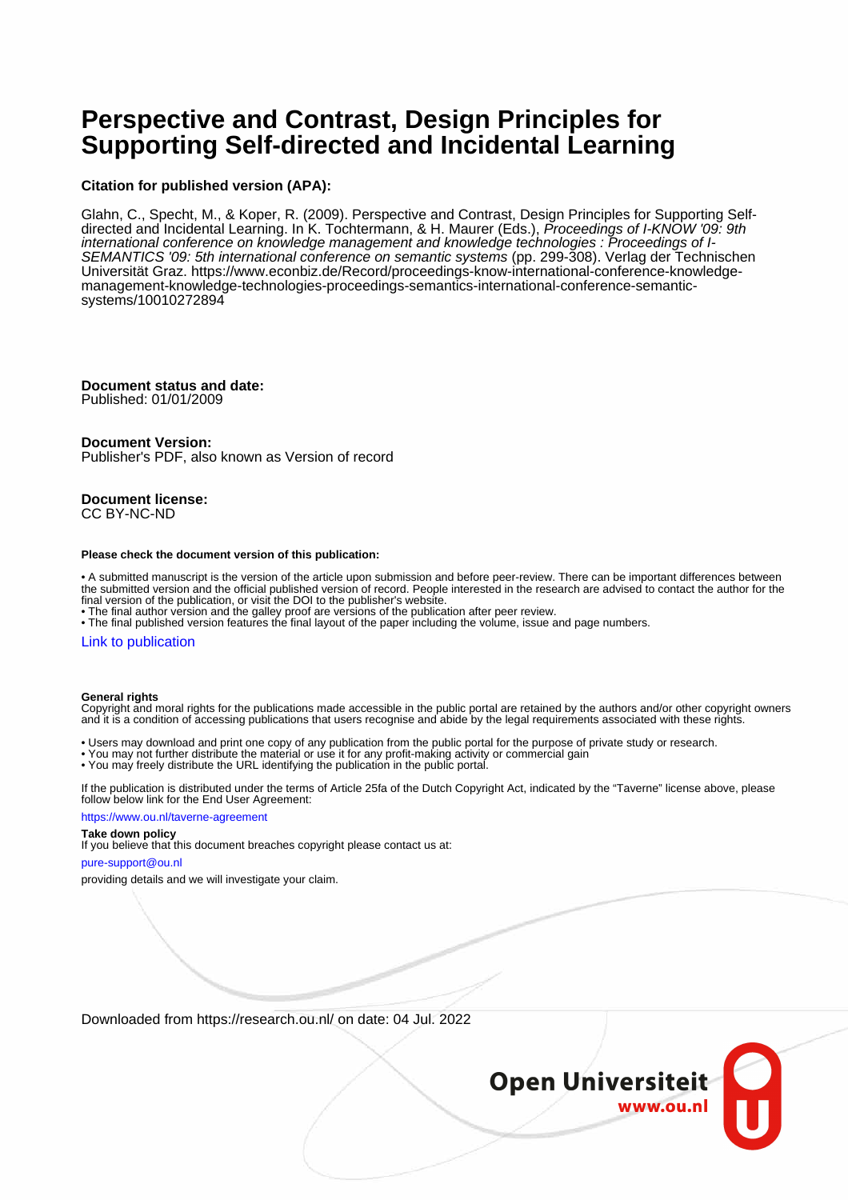# Perspective and Contrast, Design Principles for Supporting Self-directed and Incidental Learning

**Citation for published version (APA):**

Glahn, C., Specht, M., & Koper, R. (2009). Perspective and Contrast, Design Principles for Supporting Self-directed and Incidental Learning. In K. Tochtermann, & H. Maurer (Eds.), *Proceedings of I-KNOW '09: 9th international conference on knowledge management and knowledge technologies : Proceedings of I-SEMANTICS '09: 5th international conference on semantic systems* (pp. 299-308). Verlag der Technischen Universität Graz. https://www.econbiz.de/Record/proceedings-know-international-conference-knowledge-management-knowledge-technologies-proceedings-semantics-international-conference-semantic-systems/10010272894

**Document status and date:**
Published: 01/01/2009

**Document Version:**
Publisher's PDF, also known as Version of record

**Document license:**
CC BY-NC-ND

**Please check the document version of this publication:**

• A submitted manuscript is the version of the article upon submission and before peer-review. There can be important differences between the submitted version and the official published version of record. People interested in the research are advised to contact the author for the final version of the publication, or visit the DOI to the publisher's website.
• The final author version and the galley proof are versions of the publication after peer review.
• The final published version features the final layout of the paper including the volume, issue and page numbers.

Link to publication

**General rights**
Copyright and moral rights for the publications made accessible in the public portal are retained by the authors and/or other copyright owners and it is a condition of accessing publications that users recognise and abide by the legal requirements associated with these rights.

• Users may download and print one copy of any publication from the public portal for the purpose of private study or research.
• You may not further distribute the material or use it for any profit-making activity or commercial gain
• You may freely distribute the URL identifying the publication in the public portal.

If the publication is distributed under the terms of Article 25fa of the Dutch Copyright Act, indicated by the "Taverne" license above, please follow below link for the End User Agreement:

https://www.ou.nl/taverne-agreement

**Take down policy**
If you believe that this document breaches copyright please contact us at:

pure-support@ou.nl

providing details and we will investigate your claim.

Downloaded from https://research.ou.nl/ on date: 04 Jul. 2022

Open Universiteit
www.ou.nl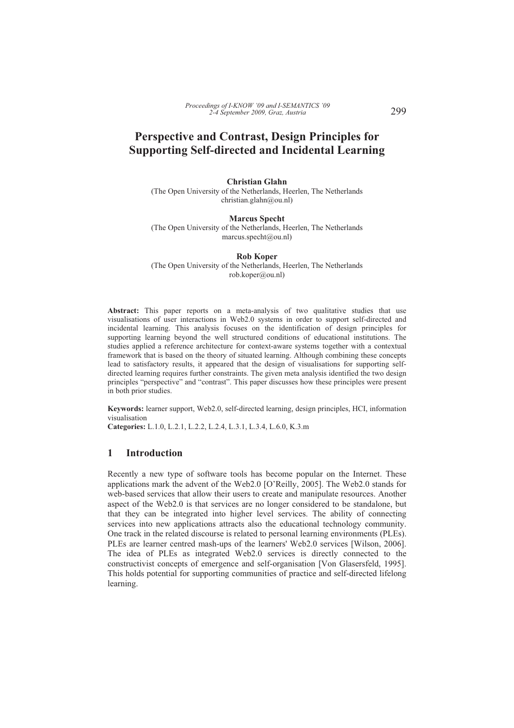# Perspective and Contrast, Design Principles for Supporting Self-directed and Incidental Learning

**Christian Glahn**
(The Open University of the Netherlands, Heerlen, The Netherlands
christian.glahn@ou.nl)

**Marcus Specht**
(The Open University of the Netherlands, Heerlen, The Netherlands
marcus.specht@ou.nl)

**Rob Koper**
(The Open University of the Netherlands, Heerlen, The Netherlands
rob.koper@ou.nl)

**Abstract:** This paper reports on a meta-analysis of two qualitative studies that use visualisations of user interactions in Web2.0 systems in order to support self-directed and incidental learning. This analysis focuses on the identification of design principles for supporting learning beyond the well structured conditions of educational institutions. The studies applied a reference architecture for context-aware systems together with a contextual framework that is based on the theory of situated learning. Although combining these concepts lead to satisfactory results, it appeared that the design of visualisations for supporting self-directed learning requires further constraints. The given meta analysis identified the two design principles "perspective" and "contrast". This paper discusses how these principles were present in both prior studies.

**Keywords:** learner support, Web2.0, self-directed learning, design principles, HCI, information visualisation
**Categories:** L.1.0, L.2.1, L.2.2, L.2.4, L.3.1, L.3.4, L.6.0, K.3.m

## 1 Introduction

Recently a new type of software tools has become popular on the Internet. These applications mark the advent of the Web2.0 [O'Reilly, 2005]. The Web2.0 stands for web-based services that allow their users to create and manipulate resources. Another aspect of the Web2.0 is that services are no longer considered to be standalone, but that they can be integrated into higher level services. The ability of connecting services into new applications attracts also the educational technology community. One track in the related discourse is related to personal learning environments (PLEs). PLEs are learner centred mash-ups of the learners' Web2.0 services [Wilson, 2006]. The idea of PLEs as integrated Web2.0 services is directly connected to the constructivist concepts of emergence and self-organisation [Von Glasersfeld, 1995]. This holds potential for supporting communities of practice and self-directed lifelong learning.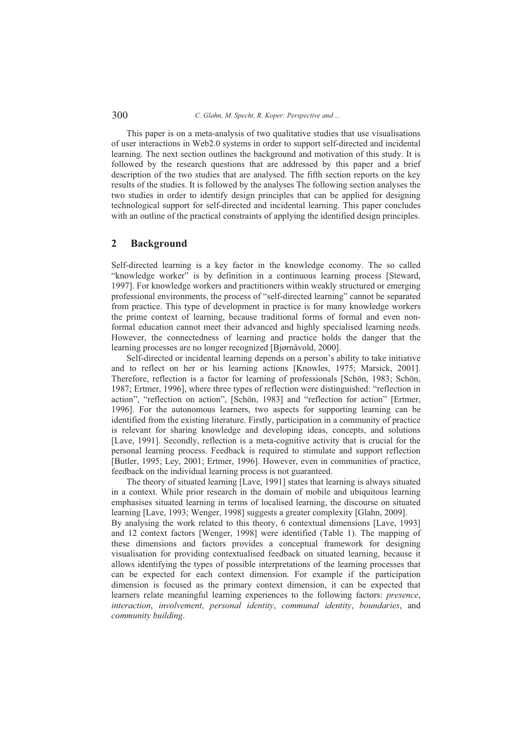This paper is on a meta-analysis of two qualitative studies that use visualisations of user interactions in Web2.0 systems in order to support self-directed and incidental learning. The next section outlines the background and motivation of this study. It is followed by the research questions that are addressed by this paper and a brief description of the two studies that are analysed. The fifth section reports on the key results of the studies. It is followed by the analyses The following section analyses the two studies in order to identify design principles that can be applied for designing technological support for self-directed and incidental learning. This paper concludes with an outline of the practical constraints of applying the identified design principles.

## 2 Background

Self-directed learning is a key factor in the knowledge economy. The so called "knowledge worker" is by definition in a continuous learning process [Steward, 1997]. For knowledge workers and practitioners within weakly structured or emerging professional environments, the process of "self-directed learning" cannot be separated from practice. This type of development in practice is for many knowledge workers the prime context of learning, because traditional forms of formal and even non-formal education cannot meet their advanced and highly specialised learning needs. However, the connectedness of learning and practice holds the danger that the learning processes are no longer recognized [Bjørnåvold, 2000].

Self-directed or incidental learning depends on a person's ability to take initiative and to reflect on her or his learning actions [Knowles, 1975; Marsick, 2001]. Therefore, reflection is a factor for learning of professionals [Schön, 1983; Schön, 1987; Ertmer, 1996], where three types of reflection were distinguished: "reflection in action", "reflection on action", [Schön, 1983] and "reflection for action" [Ertmer, 1996]. For the autonomous learners, two aspects for supporting learning can be identified from the existing literature. Firstly, participation in a community of practice is relevant for sharing knowledge and developing ideas, concepts, and solutions [Lave, 1991]. Secondly, reflection is a meta-cognitive activity that is crucial for the personal learning process. Feedback is required to stimulate and support reflection [Butler, 1995; Ley, 2001; Ertmer, 1996]. However, even in communities of practice, feedback on the individual learning process is not guaranteed.

The theory of situated learning [Lave, 1991] states that learning is always situated in a context. While prior research in the domain of mobile and ubiquitous learning emphasises situated learning in terms of localised learning, the discourse on situated learning [Lave, 1993; Wenger, 1998] suggests a greater complexity [Glahn, 2009].

By analysing the work related to this theory, 6 contextual dimensions [Lave, 1993] and 12 context factors [Wenger, 1998] were identified (Table 1). The mapping of these dimensions and factors provides a conceptual framework for designing visualisation for providing contextualised feedback on situated learning, because it allows identifying the types of possible interpretations of the learning processes that can be expected for each context dimension. For example if the participation dimension is focused as the primary context dimension, it can be expected that learners relate meaningful learning experiences to the following factors: *presence*, *interaction*, *involvement*, *personal identity*, *communal identity*, *boundaries*, and *community building*.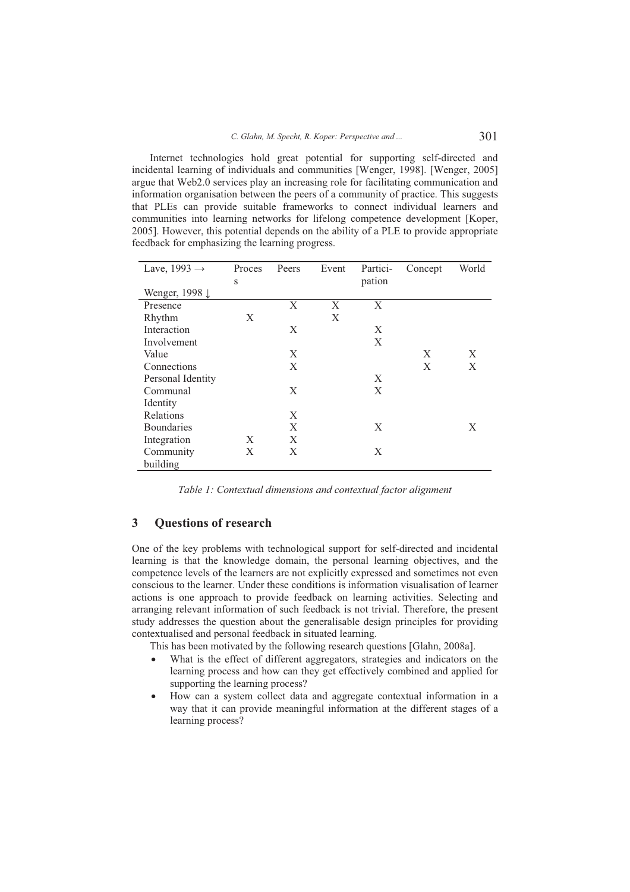Internet technologies hold great potential for supporting self-directed and incidental learning of individuals and communities [Wenger, 1998]. [Wenger, 2005] argue that Web2.0 services play an increasing role for facilitating communication and information organisation between the peers of a community of practice. This suggests that PLEs can provide suitable frameworks to connect individual learners and communities into learning networks for lifelong competence development [Koper, 2005]. However, this potential depends on the ability of a PLE to provide appropriate feedback for emphasizing the learning progress.

| Lave, 1993 → <br> Wenger, 1998 ↓ | Process | Peers | Event | Partici-pation | Concept | World |
|---|---|---|---|---|---|---|
| Presence | | X | X | X | | |
| Rhythm | X | | X | | | |
| Interaction | | X | | X | | |
| Involvement | | | | X | | |
| Value | | X | | | X | X |
| Connections | | X | | | X | X |
| Personal Identity | | | | X | | |
| Communal Identity | | X | | X | | |
| Relations | | X | | | | |
| Boundaries | | X | | X | | X |
| Integration | X | X | | | | |
| Community building | X | X | | X | | |

*Table 1: Contextual dimensions and contextual factor alignment*

## 3 Questions of research

One of the key problems with technological support for self-directed and incidental learning is that the knowledge domain, the personal learning objectives, and the competence levels of the learners are not explicitly expressed and sometimes not even conscious to the learner. Under these conditions is information visualisation of learner actions is one approach to provide feedback on learning activities. Selecting and arranging relevant information of such feedback is not trivial. Therefore, the present study addresses the question about the generalisable design principles for providing contextualised and personal feedback in situated learning.

This has been motivated by the following research questions [Glahn, 2008a].

- What is the effect of different aggregators, strategies and indicators on the learning process and how can they get effectively combined and applied for supporting the learning process?
- How can a system collect data and aggregate contextual information in a way that it can provide meaningful information at the different stages of a learning process?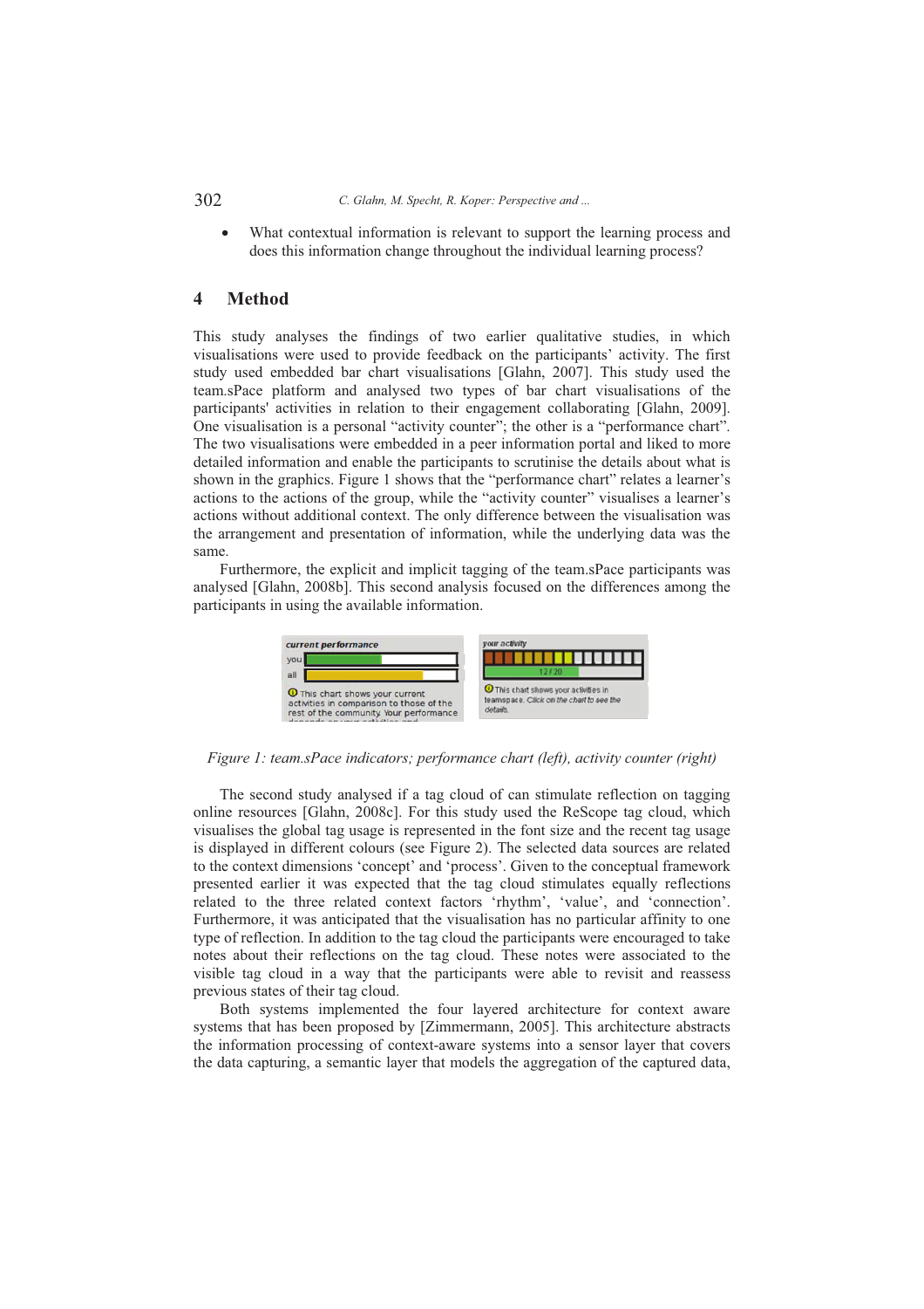- What contextual information is relevant to support the learning process and does this information change throughout the individual learning process?

## 4 Method

This study analyses the findings of two earlier qualitative studies, in which visualisations were used to provide feedback on the participants' activity. The first study used embedded bar chart visualisations [Glahn, 2007]. This study used the team.sPace platform and analysed two types of bar chart visualisations of the participants' activities in relation to their engagement collaborating [Glahn, 2009]. One visualisation is a personal "activity counter"; the other is a "performance chart". The two visualisations were embedded in a peer information portal and liked to more detailed information and enable the participants to scrutinise the details about what is shown in the graphics. Figure 1 shows that the "performance chart" relates a learner's actions to the actions of the group, while the "activity counter" visualises a learner's actions without additional context. The only difference between the visualisation was the arrangement and presentation of information, while the underlying data was the same.

Furthermore, the explicit and implicit tagging of the team.sPace participants was analysed [Glahn, 2008b]. This second analysis focused on the differences among the participants in using the available information.

*Figure 1: team.sPace indicators; performance chart (left), activity counter (right)*

The second study analysed if a tag cloud of can stimulate reflection on tagging online resources [Glahn, 2008c]. For this study used the ReScope tag cloud, which visualises the global tag usage is represented in the font size and the recent tag usage is displayed in different colours (see Figure 2). The selected data sources are related to the context dimensions 'concept' and 'process'. Given to the conceptual framework presented earlier it was expected that the tag cloud stimulates equally reflections related to the three related context factors 'rhythm', 'value', and 'connection'. Furthermore, it was anticipated that the visualisation has no particular affinity to one type of reflection. In addition to the tag cloud the participants were encouraged to take notes about their reflections on the tag cloud. These notes were associated to the visible tag cloud in a way that the participants were able to revisit and reassess previous states of their tag cloud.

Both systems implemented the four layered architecture for context aware systems that has been proposed by [Zimmermann, 2005]. This architecture abstracts the information processing of context-aware systems into a sensor layer that covers the data capturing, a semantic layer that models the aggregation of the captured data,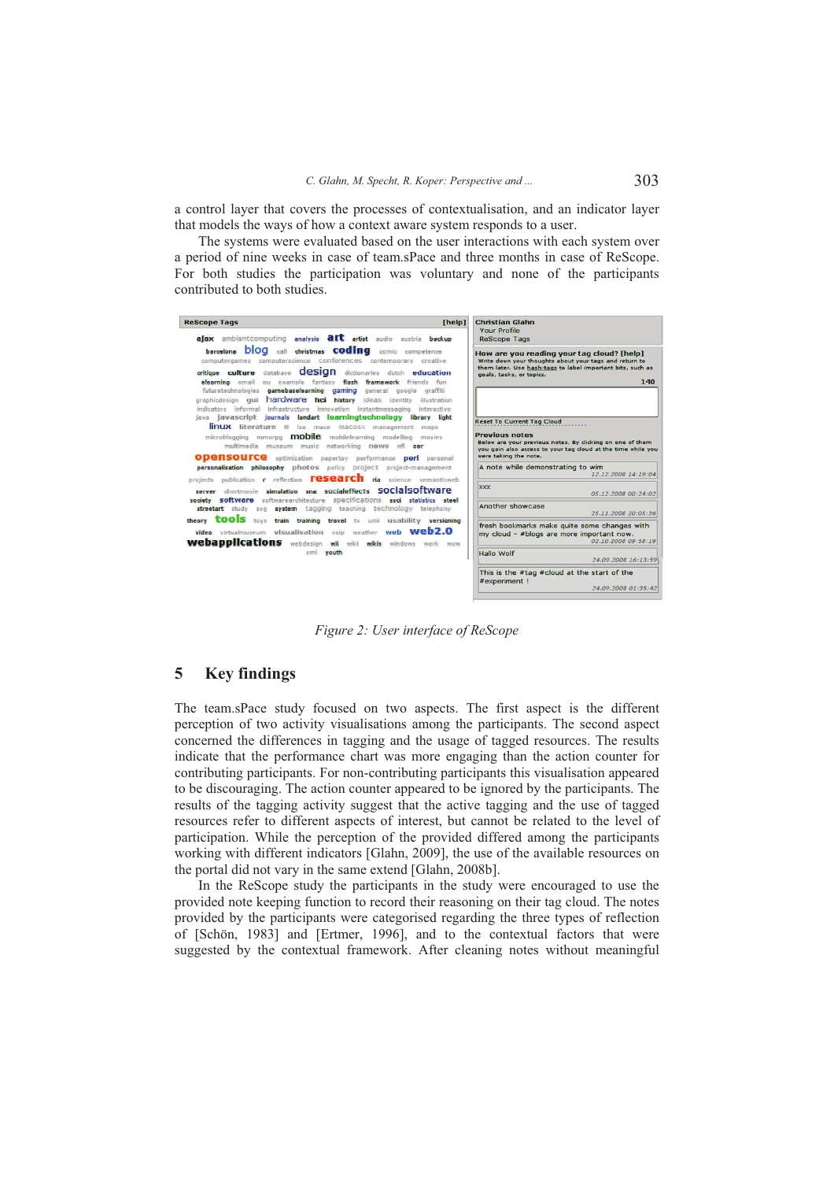a control layer that covers the processes of contextualisation, and an indicator layer that models the ways of how a context aware system responds to a user.

The systems were evaluated based on the user interactions with each system over a period of nine weeks in case of team.sPace and three months in case of ReScope. For both studies the participation was voluntary and none of the participants contributed to both studies.

*Figure 2: User interface of ReScope*

## 5 Key findings

The team.sPace study focused on two aspects. The first aspect is the different perception of two activity visualisations among the participants. The second aspect concerned the differences in tagging and the usage of tagged resources. The results indicate that the performance chart was more engaging than the action counter for contributing participants. For non-contributing participants this visualisation appeared to be discouraging. The action counter appeared to be ignored by the participants. The results of the tagging activity suggest that the active tagging and the use of tagged resources refer to different aspects of interest, but cannot be related to the level of participation. While the perception of the provided differed among the participants working with different indicators [Glahn, 2009], the use of the available resources on the portal did not vary in the same extend [Glahn, 2008b].

In the ReScope study the participants in the study were encouraged to use the provided note keeping function to record their reasoning on their tag cloud. The notes provided by the participants were categorised regarding the three types of reflection of [Schön, 1983] and [Ertmer, 1996], and to the contextual factors that were suggested by the contextual framework. After cleaning notes without meaningful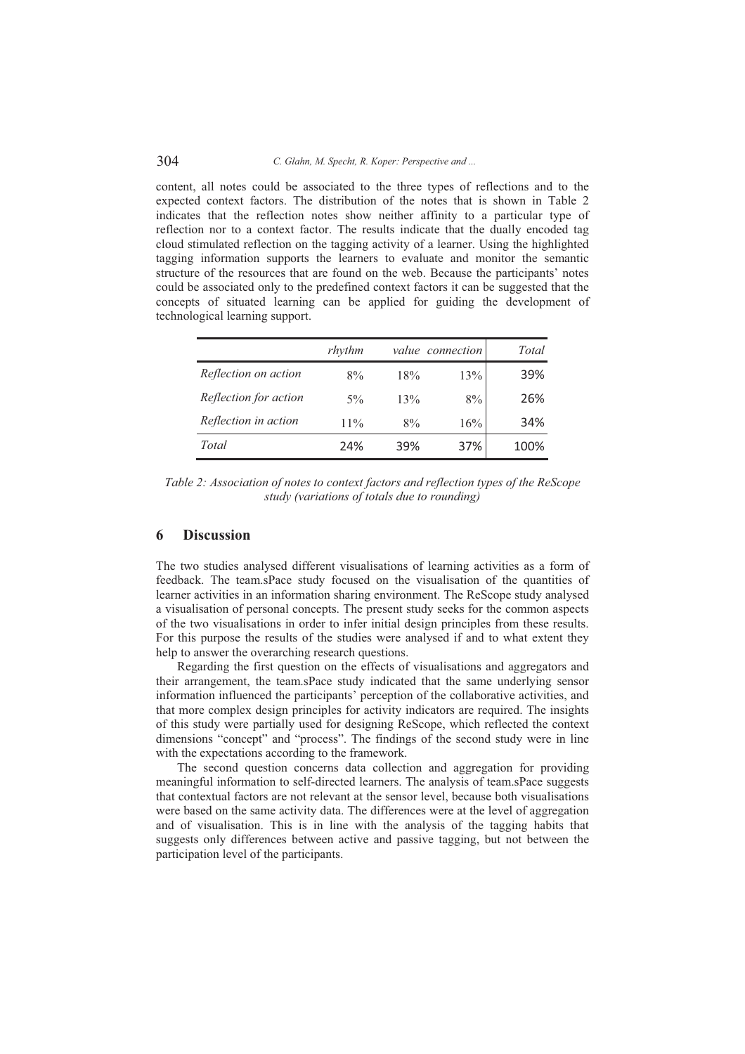content, all notes could be associated to the three types of reflections and to the expected context factors. The distribution of the notes that is shown in Table 2 indicates that the reflection notes show neither affinity to a particular type of reflection nor to a context factor. The results indicate that the dually encoded tag cloud stimulated reflection on the tagging activity of a learner. Using the highlighted tagging information supports the learners to evaluate and monitor the semantic structure of the resources that are found on the web. Because the participants' notes could be associated only to the predefined context factors it can be suggested that the concepts of situated learning can be applied for guiding the development of technological learning support.

| | *rhythm* | *value* | *connection* | *Total* |
|---|---|---|---|---|
| *Reflection on action* | 8% | 18% | 13% | 39% |
| *Reflection for action* | 5% | 13% | 8% | 26% |
| *Reflection in action* | 11% | 8% | 16% | 34% |
| *Total* | 24% | 39% | 37% | 100% |

*Table 2: Association of notes to context factors and reflection types of the ReScope study (variations of totals due to rounding)*

## 6 Discussion

The two studies analysed different visualisations of learning activities as a form of feedback. The team.sPace study focused on the visualisation of the quantities of learner activities in an information sharing environment. The ReScope study analysed a visualisation of personal concepts. The present study seeks for the common aspects of the two visualisations in order to infer initial design principles from these results. For this purpose the results of the studies were analysed if and to what extent they help to answer the overarching research questions.

Regarding the first question on the effects of visualisations and aggregators and their arrangement, the team.sPace study indicated that the same underlying sensor information influenced the participants' perception of the collaborative activities, and that more complex design principles for activity indicators are required. The insights of this study were partially used for designing ReScope, which reflected the context dimensions "concept" and "process". The findings of the second study were in line with the expectations according to the framework.

The second question concerns data collection and aggregation for providing meaningful information to self-directed learners. The analysis of team.sPace suggests that contextual factors are not relevant at the sensor level, because both visualisations were based on the same activity data. The differences were at the level of aggregation and of visualisation. This is in line with the analysis of the tagging habits that suggests only differences between active and passive tagging, but not between the participation level of the participants.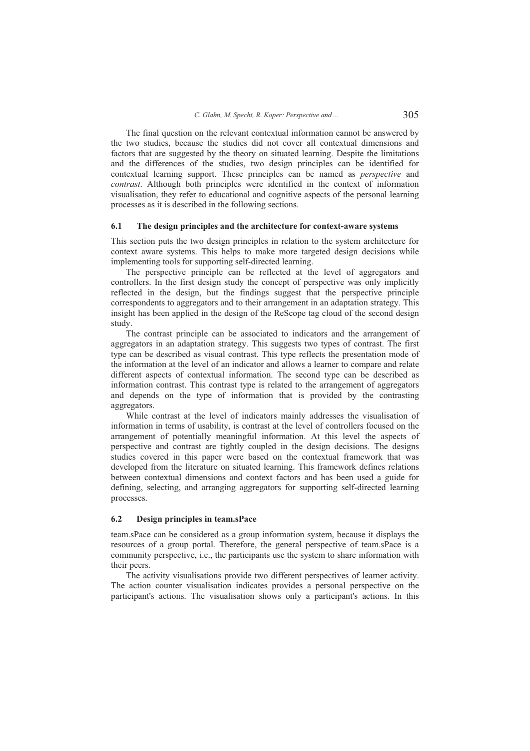The final question on the relevant contextual information cannot be answered by the two studies, because the studies did not cover all contextual dimensions and factors that are suggested by the theory on situated learning. Despite the limitations and the differences of the studies, two design principles can be identified for contextual learning support. These principles can be named as *perspective* and *contrast*. Although both principles were identified in the context of information visualisation, they refer to educational and cognitive aspects of the personal learning processes as it is described in the following sections.

### 6.1 The design principles and the architecture for context-aware systems

This section puts the two design principles in relation to the system architecture for context aware systems. This helps to make more targeted design decisions while implementing tools for supporting self-directed learning.

The perspective principle can be reflected at the level of aggregators and controllers. In the first design study the concept of perspective was only implicitly reflected in the design, but the findings suggest that the perspective principle correspondents to aggregators and to their arrangement in an adaptation strategy. This insight has been applied in the design of the ReScope tag cloud of the second design study.

The contrast principle can be associated to indicators and the arrangement of aggregators in an adaptation strategy. This suggests two types of contrast. The first type can be described as visual contrast. This type reflects the presentation mode of the information at the level of an indicator and allows a learner to compare and relate different aspects of contextual information. The second type can be described as information contrast. This contrast type is related to the arrangement of aggregators and depends on the type of information that is provided by the contrasting aggregators.

While contrast at the level of indicators mainly addresses the visualisation of information in terms of usability, is contrast at the level of controllers focused on the arrangement of potentially meaningful information. At this level the aspects of perspective and contrast are tightly coupled in the design decisions. The designs studies covered in this paper were based on the contextual framework that was developed from the literature on situated learning. This framework defines relations between contextual dimensions and context factors and has been used a guide for defining, selecting, and arranging aggregators for supporting self-directed learning processes.

### 6.2 Design principles in team.sPace

team.sPace can be considered as a group information system, because it displays the resources of a group portal. Therefore, the general perspective of team.sPace is a community perspective, i.e., the participants use the system to share information with their peers.

The activity visualisations provide two different perspectives of learner activity. The action counter visualisation indicates provides a personal perspective on the participant's actions. The visualisation shows only a participant's actions. In this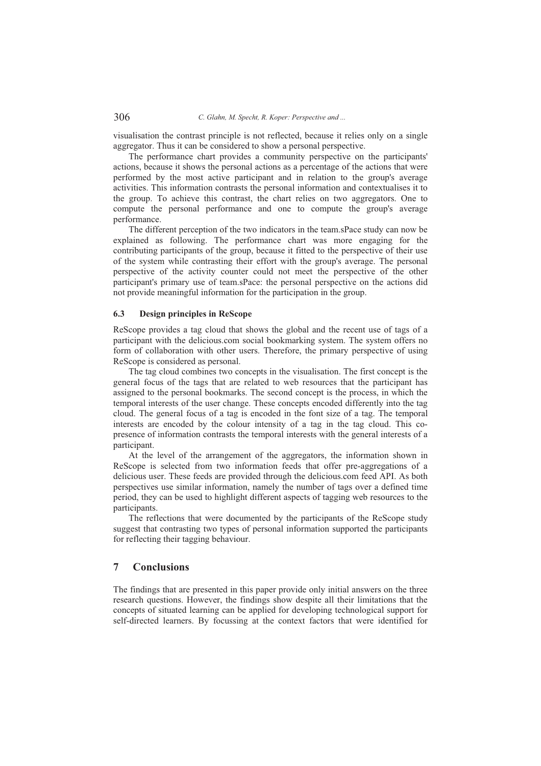visualisation the contrast principle is not reflected, because it relies only on a single aggregator. Thus it can be considered to show a personal perspective.

The performance chart provides a community perspective on the participants' actions, because it shows the personal actions as a percentage of the actions that were performed by the most active participant and in relation to the group's average activities. This information contrasts the personal information and contextualises it to the group. To achieve this contrast, the chart relies on two aggregators. One to compute the personal performance and one to compute the group's average performance.

The different perception of the two indicators in the team.sPace study can now be explained as following. The performance chart was more engaging for the contributing participants of the group, because it fitted to the perspective of their use of the system while contrasting their effort with the group's average. The personal perspective of the activity counter could not meet the perspective of the other participant's primary use of team.sPace: the personal perspective on the actions did not provide meaningful information for the participation in the group.

### 6.3 Design principles in ReScope

ReScope provides a tag cloud that shows the global and the recent use of tags of a participant with the delicious.com social bookmarking system. The system offers no form of collaboration with other users. Therefore, the primary perspective of using ReScope is considered as personal.

The tag cloud combines two concepts in the visualisation. The first concept is the general focus of the tags that are related to web resources that the participant has assigned to the personal bookmarks. The second concept is the process, in which the temporal interests of the user change. These concepts encoded differently into the tag cloud. The general focus of a tag is encoded in the font size of a tag. The temporal interests are encoded by the colour intensity of a tag in the tag cloud. This co-presence of information contrasts the temporal interests with the general interests of a participant.

At the level of the arrangement of the aggregators, the information shown in ReScope is selected from two information feeds that offer pre-aggregations of a delicious user. These feeds are provided through the delicious.com feed API. As both perspectives use similar information, namely the number of tags over a defined time period, they can be used to highlight different aspects of tagging web resources to the participants.

The reflections that were documented by the participants of the ReScope study suggest that contrasting two types of personal information supported the participants for reflecting their tagging behaviour.

## 7 Conclusions

The findings that are presented in this paper provide only initial answers on the three research questions. However, the findings show despite all their limitations that the concepts of situated learning can be applied for developing technological support for self-directed learners. By focussing at the context factors that were identified for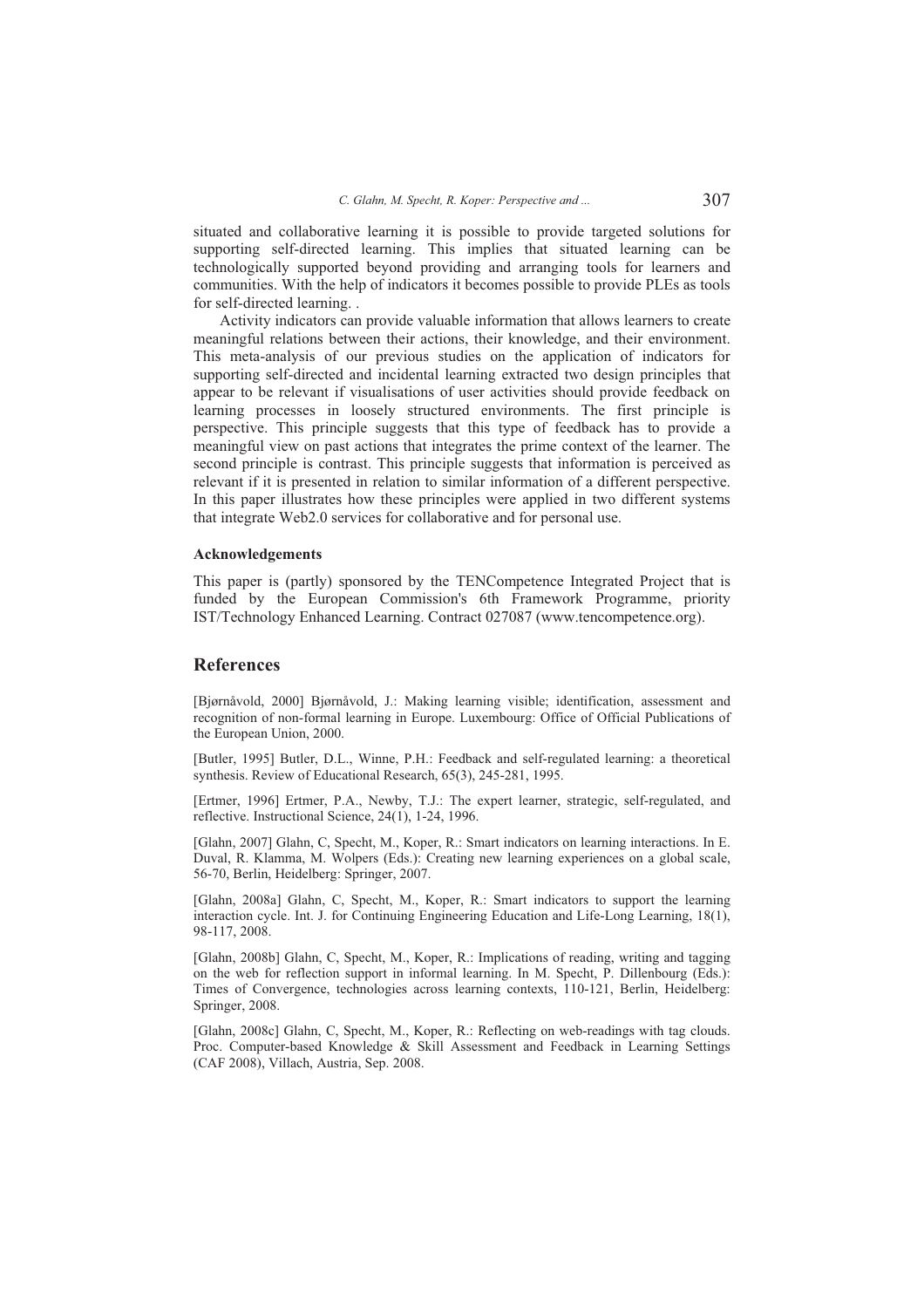situated and collaborative learning it is possible to provide targeted solutions for supporting self-directed learning. This implies that situated learning can be technologically supported beyond providing and arranging tools for learners and communities. With the help of indicators it becomes possible to provide PLEs as tools for self-directed learning. .

Activity indicators can provide valuable information that allows learners to create meaningful relations between their actions, their knowledge, and their environment. This meta-analysis of our previous studies on the application of indicators for supporting self-directed and incidental learning extracted two design principles that appear to be relevant if visualisations of user activities should provide feedback on learning processes in loosely structured environments. The first principle is perspective. This principle suggests that this type of feedback has to provide a meaningful view on past actions that integrates the prime context of the learner. The second principle is contrast. This principle suggests that information is perceived as relevant if it is presented in relation to similar information of a different perspective. In this paper illustrates how these principles were applied in two different systems that integrate Web2.0 services for collaborative and for personal use.

### Acknowledgements

This paper is (partly) sponsored by the TENCompetence Integrated Project that is funded by the European Commission's 6th Framework Programme, priority IST/Technology Enhanced Learning. Contract 027087 (www.tencompetence.org).

## References

[Bjørnåvold, 2000] Bjørnåvold, J.: Making learning visible; identification, assessment and recognition of non-formal learning in Europe. Luxembourg: Office of Official Publications of the European Union, 2000.

[Butler, 1995] Butler, D.L., Winne, P.H.: Feedback and self-regulated learning: a theoretical synthesis. Review of Educational Research, 65(3), 245-281, 1995.

[Ertmer, 1996] Ertmer, P.A., Newby, T.J.: The expert learner, strategic, self-regulated, and reflective. Instructional Science, 24(1), 1-24, 1996.

[Glahn, 2007] Glahn, C, Specht, M., Koper, R.: Smart indicators on learning interactions. In E. Duval, R. Klamma, M. Wolpers (Eds.): Creating new learning experiences on a global scale, 56-70, Berlin, Heidelberg: Springer, 2007.

[Glahn, 2008a] Glahn, C, Specht, M., Koper, R.: Smart indicators to support the learning interaction cycle. Int. J. for Continuing Engineering Education and Life-Long Learning, 18(1), 98-117, 2008.

[Glahn, 2008b] Glahn, C, Specht, M., Koper, R.: Implications of reading, writing and tagging on the web for reflection support in informal learning. In M. Specht, P. Dillenbourg (Eds.): Times of Convergence, technologies across learning contexts, 110-121, Berlin, Heidelberg: Springer, 2008.

[Glahn, 2008c] Glahn, C, Specht, M., Koper, R.: Reflecting on web-readings with tag clouds. Proc. Computer-based Knowledge & Skill Assessment and Feedback in Learning Settings (CAF 2008), Villach, Austria, Sep. 2008.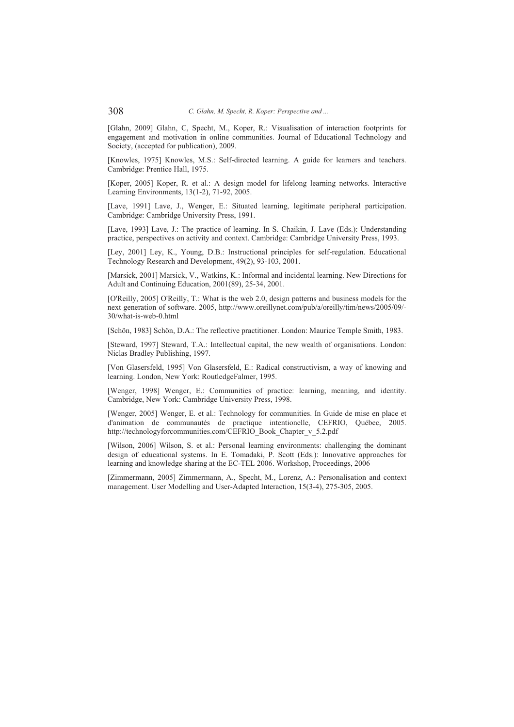[Glahn, 2009] Glahn, C, Specht, M., Koper, R.: Visualisation of interaction footprints for engagement and motivation in online communities. Journal of Educational Technology and Society, (accepted for publication), 2009.

[Knowles, 1975] Knowles, M.S.: Self-directed learning. A guide for learners and teachers. Cambridge: Prentice Hall, 1975.

[Koper, 2005] Koper, R. et al.: A design model for lifelong learning networks. Interactive Learning Environments, 13(1-2), 71-92, 2005.

[Lave, 1991] Lave, J., Wenger, E.: Situated learning, legitimate peripheral participation. Cambridge: Cambridge University Press, 1991.

[Lave, 1993] Lave, J.: The practice of learning. In S. Chaikin, J. Lave (Eds.): Understanding practice, perspectives on activity and context. Cambridge: Cambridge University Press, 1993.

[Ley, 2001] Ley, K., Young, D.B.: Instructional principles for self-regulation. Educational Technology Research and Development, 49(2), 93-103, 2001.

[Marsick, 2001] Marsick, V., Watkins, K.: Informal and incidental learning. New Directions for Adult and Continuing Education, 2001(89), 25-34, 2001.

[O'Reilly, 2005] O'Reilly, T.: What is the web 2.0, design patterns and business models for the next generation of software. 2005, http://www.oreillynet.com/pub/a/oreilly/tim/news/2005/09/-30/what-is-web-0.html

[Schön, 1983] Schön, D.A.: The reflective practitioner. London: Maurice Temple Smith, 1983.

[Steward, 1997] Steward, T.A.: Intellectual capital, the new wealth of organisations. London: Niclas Bradley Publishing, 1997.

[Von Glasersfeld, 1995] Von Glasersfeld, E.: Radical constructivism, a way of knowing and learning. London, New York: RoutledgeFalmer, 1995.

[Wenger, 1998] Wenger, E.: Communities of practice: learning, meaning, and identity. Cambridge, New York: Cambridge University Press, 1998.

[Wenger, 2005] Wenger, E. et al.: Technology for communities. In Guide de mise en place et d'animation de communautés de practique intentionelle, CEFRIO, Québec, 2005. http://technologyforcommunities.com/CEFRIO_Book_Chapter_v_5.2.pdf

[Wilson, 2006] Wilson, S. et al.: Personal learning environments: challenging the dominant design of educational systems. In E. Tomadaki, P. Scott (Eds.): Innovative approaches for learning and knowledge sharing at the EC-TEL 2006. Workshop, Proceedings, 2006

[Zimmermann, 2005] Zimmermann, A., Specht, M., Lorenz, A.: Personalisation and context management. User Modelling and User-Adapted Interaction, 15(3-4), 275-305, 2005.